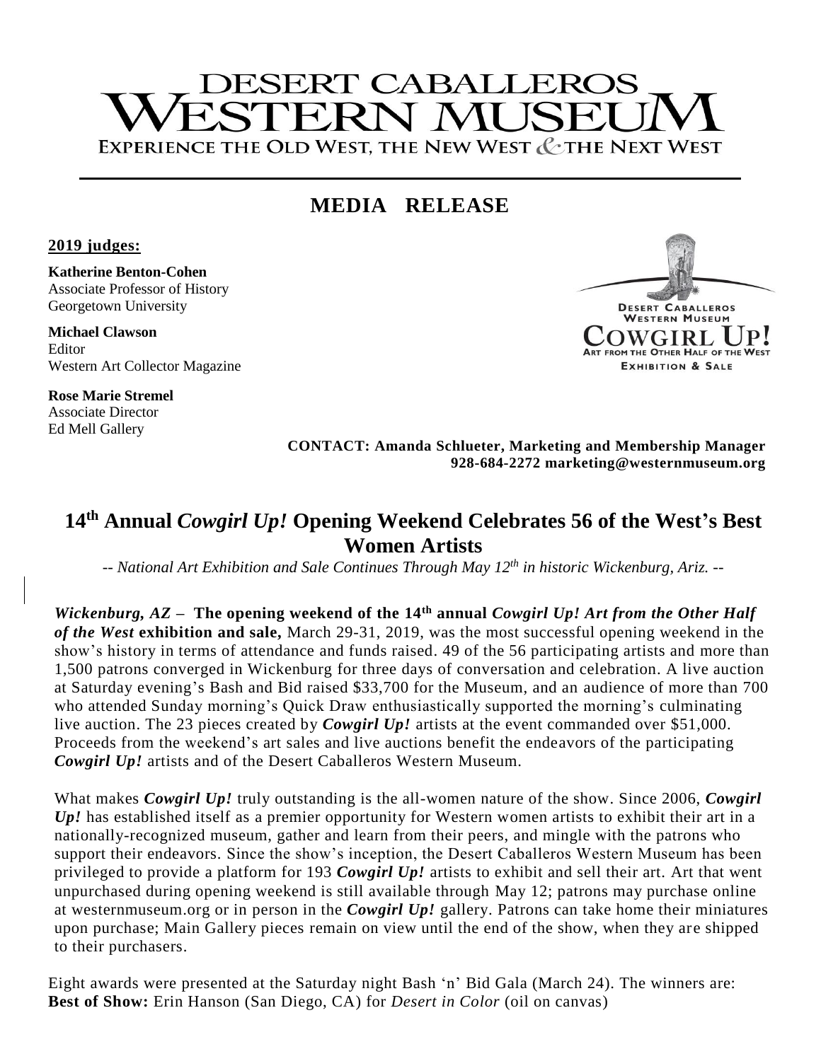# DESERT CABALLEROS WESTERN MUSEUM

EXPERIENCE THE OLD WEST, THE NEW WEST & THE NEXT WEST

## MEDIA RELEASE

**2019 judges:**

**Katherine Benton-Cohen**
Associate Professor of History
Georgetown University

**Michael Clawson**
Editor
Western Art Collector Magazine

**Rose Marie Stremel**
Associate Director
Ed Mell Gallery

DESERT CABALLEROS WESTERN MUSEUM
COWGIRL UP!
ART FROM THE OTHER HALF OF THE WEST
EXHIBITION & SALE

**CONTACT: Amanda Schlueter, Marketing and Membership Manager**
**928-684-2272 marketing@westernmuseum.org**

## 14th Annual *Cowgirl Up!* Opening Weekend Celebrates 56 of the West's Best Women Artists

*-- National Art Exhibition and Sale Continues Through May 12th in historic Wickenburg, Ariz. --*

***Wickenburg, AZ* – The opening weekend of the 14th annual *Cowgirl Up! Art from the Other Half of the West* exhibition and sale,** March 29-31, 2019, was the most successful opening weekend in the show's history in terms of attendance and funds raised. 49 of the 56 participating artists and more than 1,500 patrons converged in Wickenburg for three days of conversation and celebration. A live auction at Saturday evening's Bash and Bid raised $33,700 for the Museum, and an audience of more than 700 who attended Sunday morning's Quick Draw enthusiastically supported the morning's culminating live auction. The 23 pieces created by ***Cowgirl Up!*** artists at the event commanded over $51,000. Proceeds from the weekend's art sales and live auctions benefit the endeavors of the participating ***Cowgirl Up!*** artists and of the Desert Caballeros Western Museum.

What makes ***Cowgirl Up!*** truly outstanding is the all-women nature of the show. Since 2006, ***Cowgirl Up!*** has established itself as a premier opportunity for Western women artists to exhibit their art in a nationally-recognized museum, gather and learn from their peers, and mingle with the patrons who support their endeavors. Since the show's inception, the Desert Caballeros Western Museum has been privileged to provide a platform for 193 ***Cowgirl Up!*** artists to exhibit and sell their art. Art that went unpurchased during opening weekend is still available through May 12; patrons may purchase online at westernmuseum.org or in person in the ***Cowgirl Up!*** gallery. Patrons can take home their miniatures upon purchase; Main Gallery pieces remain on view until the end of the show, when they are shipped to their purchasers.

Eight awards were presented at the Saturday night Bash 'n' Bid Gala (March 24). The winners are:
**Best of Show:** Erin Hanson (San Diego, CA) for *Desert in Color* (oil on canvas)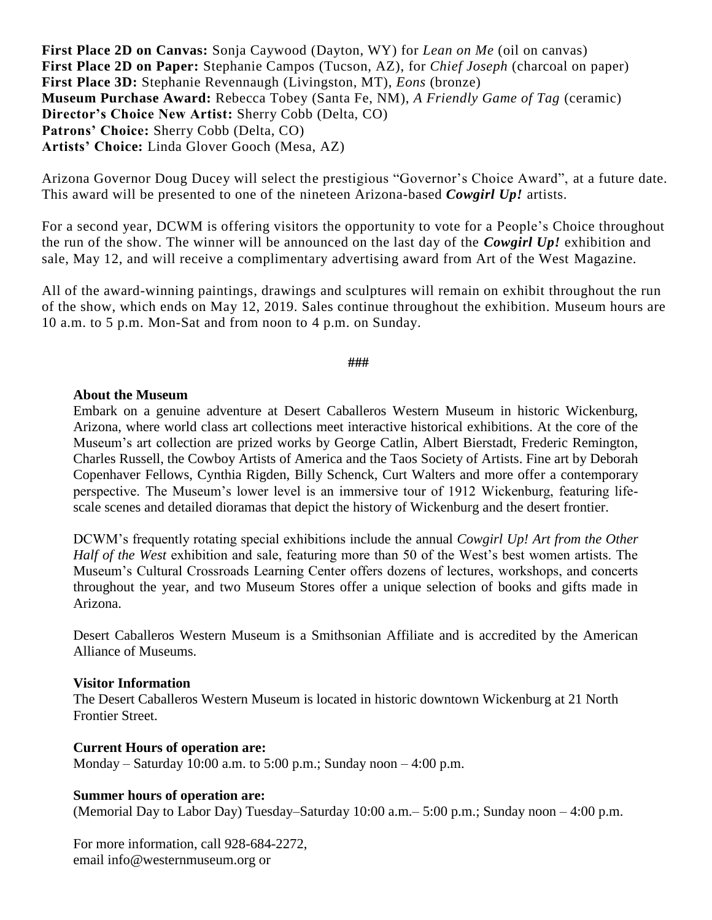**First Place 2D on Canvas:** Sonja Caywood (Dayton, WY) for *Lean on Me* (oil on canvas)
**First Place 2D on Paper:** Stephanie Campos (Tucson, AZ), for *Chief Joseph* (charcoal on paper)
**First Place 3D:** Stephanie Revennaugh (Livingston, MT), *Eons* (bronze)
**Museum Purchase Award:** Rebecca Tobey (Santa Fe, NM), *A Friendly Game of Tag* (ceramic)
**Director's Choice New Artist:** Sherry Cobb (Delta, CO)
**Patrons' Choice:** Sherry Cobb (Delta, CO)
**Artists' Choice:** Linda Glover Gooch (Mesa, AZ)

Arizona Governor Doug Ducey will select the prestigious "Governor's Choice Award", at a future date. This award will be presented to one of the nineteen Arizona-based ***Cowgirl Up!*** artists.

For a second year, DCWM is offering visitors the opportunity to vote for a People's Choice throughout the run of the show. The winner will be announced on the last day of the ***Cowgirl Up!*** exhibition and sale, May 12, and will receive a complimentary advertising award from Art of the West Magazine.

All of the award-winning paintings, drawings and sculptures will remain on exhibit throughout the run of the show, which ends on May 12, 2019. Sales continue throughout the exhibition. Museum hours are 10 a.m. to 5 p.m. Mon-Sat and from noon to 4 p.m. on Sunday.

###

**About the Museum**

Embark on a genuine adventure at Desert Caballeros Western Museum in historic Wickenburg, Arizona, where world class art collections meet interactive historical exhibitions. At the core of the Museum's art collection are prized works by George Catlin, Albert Bierstadt, Frederic Remington, Charles Russell, the Cowboy Artists of America and the Taos Society of Artists. Fine art by Deborah Copenhaver Fellows, Cynthia Rigden, Billy Schenck, Curt Walters and more offer a contemporary perspective. The Museum's lower level is an immersive tour of 1912 Wickenburg, featuring life-scale scenes and detailed dioramas that depict the history of Wickenburg and the desert frontier.

DCWM's frequently rotating special exhibitions include the annual *Cowgirl Up! Art from the Other Half of the West* exhibition and sale, featuring more than 50 of the West's best women artists. The Museum's Cultural Crossroads Learning Center offers dozens of lectures, workshops, and concerts throughout the year, and two Museum Stores offer a unique selection of books and gifts made in Arizona.

Desert Caballeros Western Museum is a Smithsonian Affiliate and is accredited by the American Alliance of Museums.

**Visitor Information**

The Desert Caballeros Western Museum is located in historic downtown Wickenburg at 21 North Frontier Street.

**Current Hours of operation are:**

Monday – Saturday 10:00 a.m. to 5:00 p.m.; Sunday noon – 4:00 p.m.

**Summer hours of operation are:**

(Memorial Day to Labor Day) Tuesday–Saturday 10:00 a.m.– 5:00 p.m.; Sunday noon – 4:00 p.m.

For more information, call 928-684-2272,
email info@westernmuseum.org or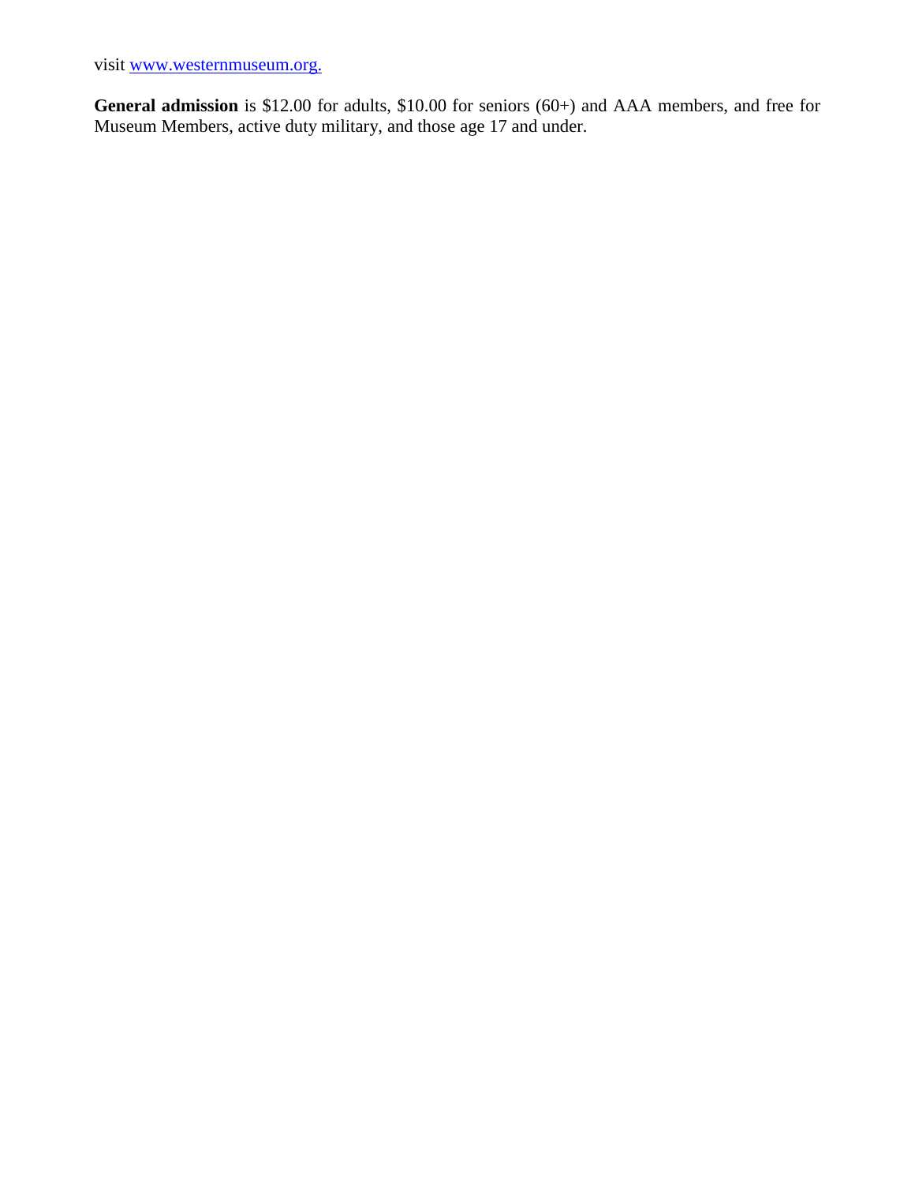visit [www.westernmuseum.org.](http://www.westernmuseum.org)

**General admission** is $12.00 for adults, $10.00 for seniors (60+) and AAA members, and free for Museum Members, active duty military, and those age 17 and under.